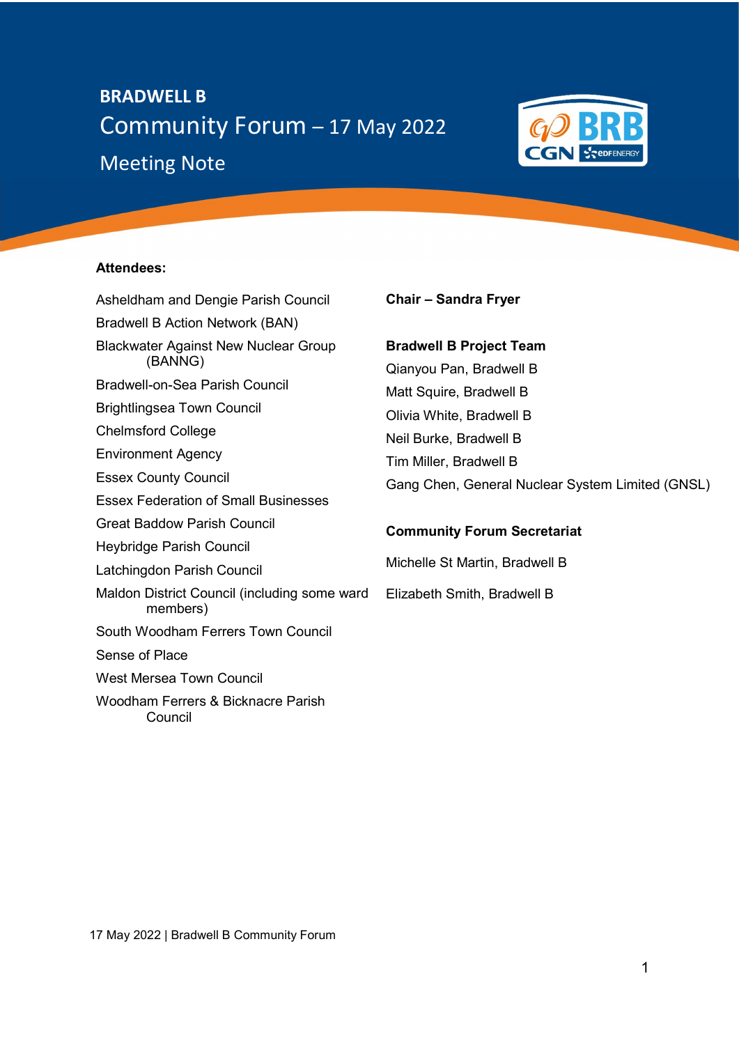**BRADWELL B**

# Community Forum – 17 May 2022

## Meeting Note

**Attendees:**

Asheldham and Dengie Parish Council

Bradwell B Action Network (BAN)

Blackwater Against New Nuclear Group (BANNG)

Bradwell-on-Sea Parish Council

Brightlingsea Town Council

Chelmsford College

Environment Agency

Essex County Council

Essex Federation of Small Businesses

Great Baddow Parish Council

Heybridge Parish Council

Latchingdon Parish Council

Maldon District Council (including some ward members)

South Woodham Ferrers Town Council

Sense of Place

West Mersea Town Council

Woodham Ferrers & Bicknacre Parish Council

**Chair – Sandra Fryer**

**Bradwell B Project Team**

Qianyou Pan, Bradwell B

Matt Squire, Bradwell B

Olivia White, Bradwell B

Neil Burke, Bradwell B

Tim Miller, Bradwell B

Gang Chen, General Nuclear System Limited (GNSL)

**Community Forum Secretariat**

Michelle St Martin, Bradwell B

Elizabeth Smith, Bradwell B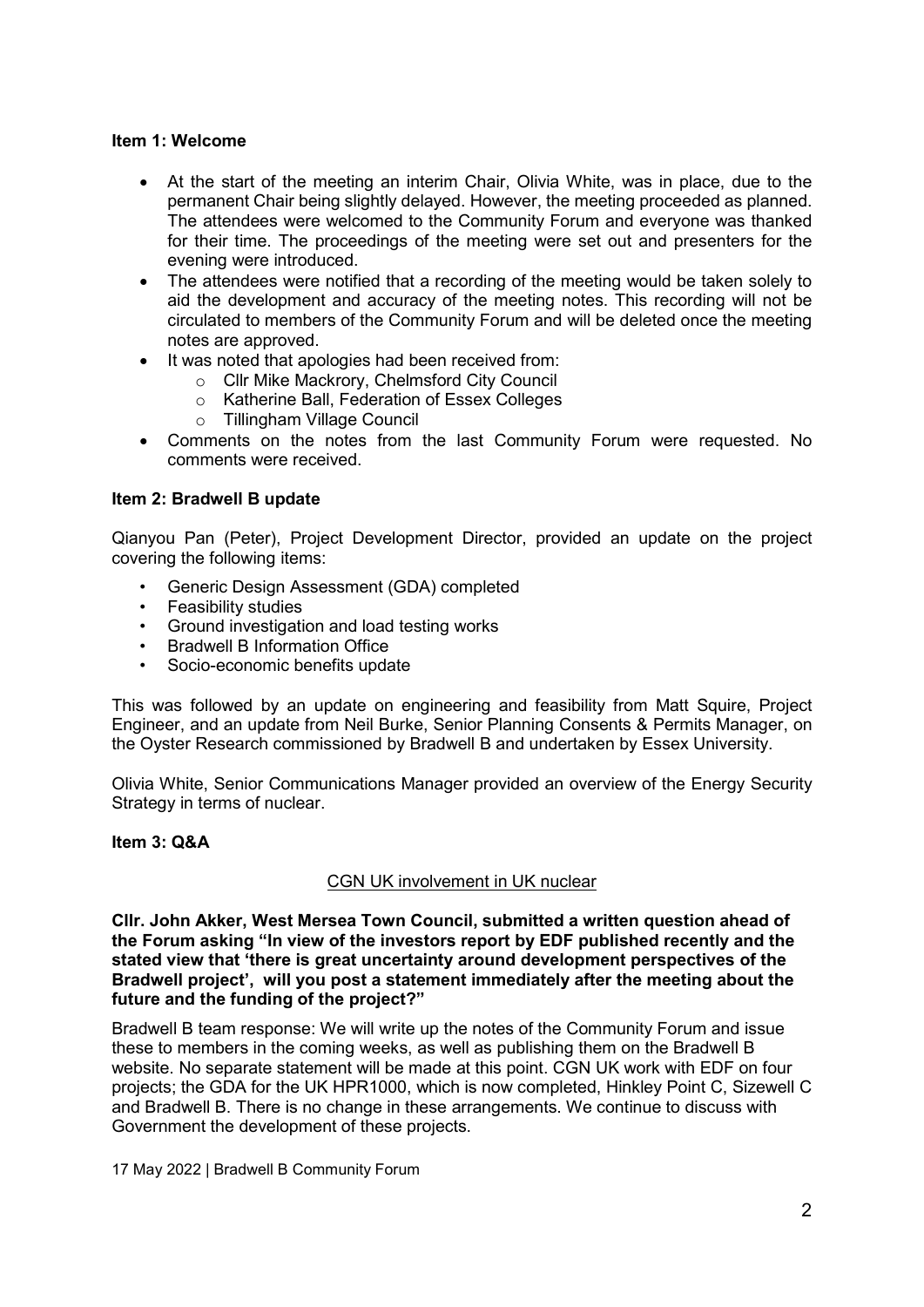### Item 1: Welcome

- At the start of the meeting an interim Chair, Olivia White, was in place, due to the permanent Chair being slightly delayed. However, the meeting proceeded as planned. The attendees were welcomed to the Community Forum and everyone was thanked for their time. The proceedings of the meeting were set out and presenters for the evening were introduced.
- The attendees were notified that a recording of the meeting would be taken solely to aid the development and accuracy of the meeting notes. This recording will not be circulated to members of the Community Forum and will be deleted once the meeting notes are approved.
- It was noted that apologies had been received from:
    - Cllr Mike Mackrory, Chelmsford City Council
    - Katherine Ball, Federation of Essex Colleges
    - Tillingham Village Council
- Comments on the notes from the last Community Forum were requested. No comments were received.

### Item 2: Bradwell B update

Qianyou Pan (Peter), Project Development Director, provided an update on the project covering the following items:

- Generic Design Assessment (GDA) completed
- Feasibility studies
- Ground investigation and load testing works
- Bradwell B Information Office
- Socio-economic benefits update

This was followed by an update on engineering and feasibility from Matt Squire, Project Engineer, and an update from Neil Burke, Senior Planning Consents & Permits Manager, on the Oyster Research commissioned by Bradwell B and undertaken by Essex University.

Olivia White, Senior Communications Manager provided an overview of the Energy Security Strategy in terms of nuclear.

### Item 3: Q&A

<u>CGN UK involvement in UK nuclear</u>

**Cllr. John Akker, West Mersea Town Council, submitted a written question ahead of the Forum asking "In view of the investors report by EDF published recently and the stated view that 'there is great uncertainty around development perspectives of the Bradwell project', will you post a statement immediately after the meeting about the future and the funding of the project?"**

Bradwell B team response: We will write up the notes of the Community Forum and issue these to members in the coming weeks, as well as publishing them on the Bradwell B website. No separate statement will be made at this point. CGN UK work with EDF on four projects; the GDA for the UK HPR1000, which is now completed, Hinkley Point C, Sizewell C and Bradwell B. There is no change in these arrangements. We continue to discuss with Government the development of these projects.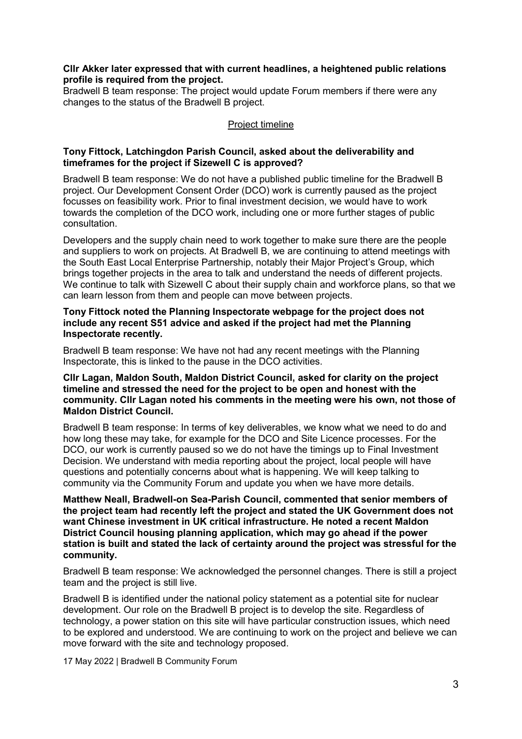**Cllr Akker later expressed that with current headlines, a heightened public relations profile is required from the project.**

Bradwell B team response: The project would update Forum members if there were any changes to the status of the Bradwell B project.

## Project timeline

**Tony Fittock, Latchingdon Parish Council, asked about the deliverability and timeframes for the project if Sizewell C is approved?**

Bradwell B team response: We do not have a published public timeline for the Bradwell B project. Our Development Consent Order (DCO) work is currently paused as the project focusses on feasibility work. Prior to final investment decision, we would have to work towards the completion of the DCO work, including one or more further stages of public consultation.

Developers and the supply chain need to work together to make sure there are the people and suppliers to work on projects. At Bradwell B, we are continuing to attend meetings with the South East Local Enterprise Partnership, notably their Major Project's Group, which brings together projects in the area to talk and understand the needs of different projects. We continue to talk with Sizewell C about their supply chain and workforce plans, so that we can learn lesson from them and people can move between projects.

**Tony Fittock noted the Planning Inspectorate webpage for the project does not include any recent S51 advice and asked if the project had met the Planning Inspectorate recently.**

Bradwell B team response: We have not had any recent meetings with the Planning Inspectorate, this is linked to the pause in the DCO activities.

**Cllr Lagan, Maldon South, Maldon District Council, asked for clarity on the project timeline and stressed the need for the project to be open and honest with the community. Cllr Lagan noted his comments in the meeting were his own, not those of Maldon District Council.**

Bradwell B team response: In terms of key deliverables, we know what we need to do and how long these may take, for example for the DCO and Site Licence processes. For the DCO, our work is currently paused so we do not have the timings up to Final Investment Decision. We understand with media reporting about the project, local people will have questions and potentially concerns about what is happening. We will keep talking to community via the Community Forum and update you when we have more details.

**Matthew Neall, Bradwell-on Sea-Parish Council, commented that senior members of the project team had recently left the project and stated the UK Government does not want Chinese investment in UK critical infrastructure. He noted a recent Maldon District Council housing planning application, which may go ahead if the power station is built and stated the lack of certainty around the project was stressful for the community.**

Bradwell B team response: We acknowledged the personnel changes. There is still a project team and the project is still live.

Bradwell B is identified under the national policy statement as a potential site for nuclear development. Our role on the Bradwell B project is to develop the site. Regardless of technology, a power station on this site will have particular construction issues, which need to be explored and understood. We are continuing to work on the project and believe we can move forward with the site and technology proposed.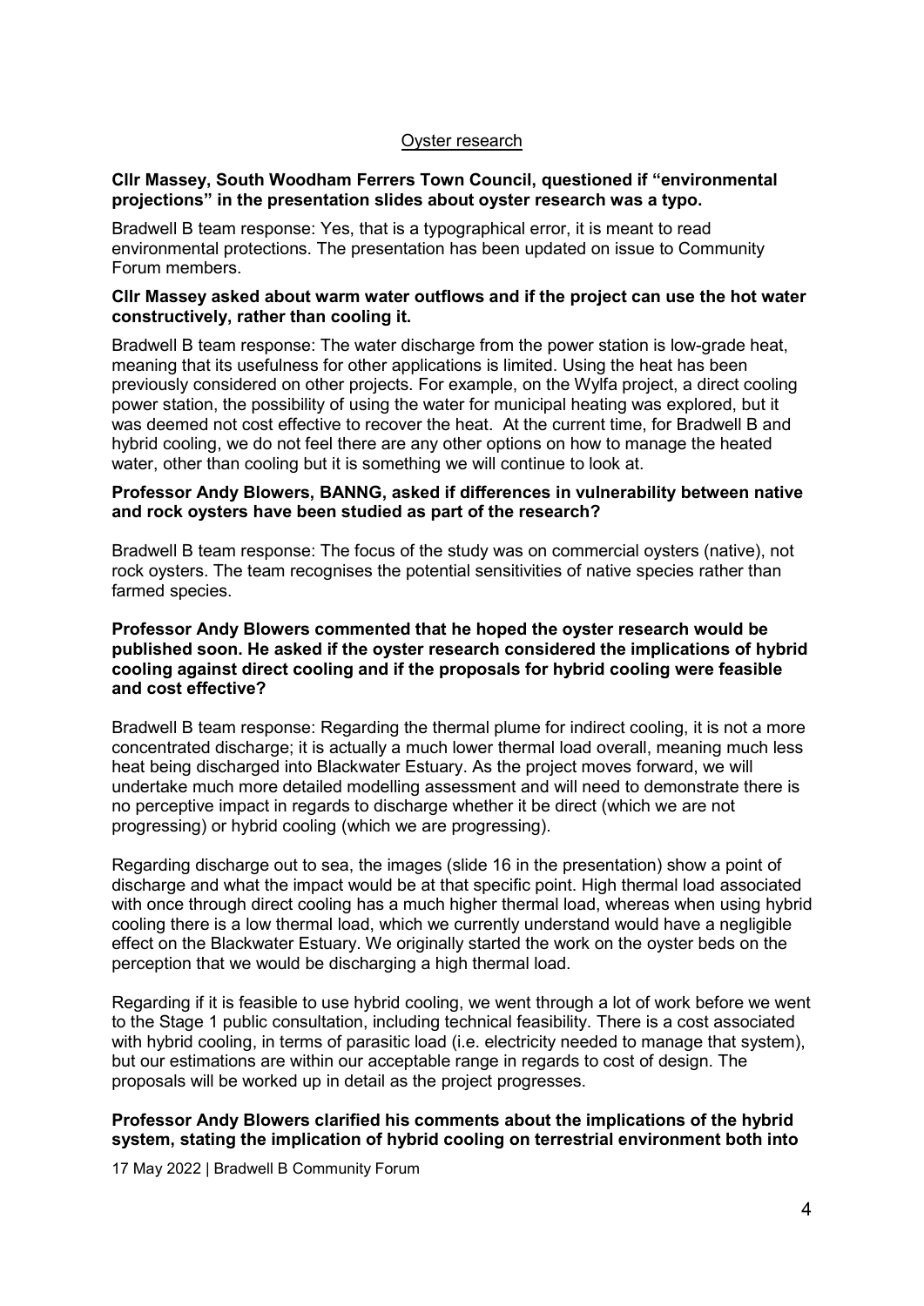## Oyster research

**Cllr Massey, South Woodham Ferrers Town Council, questioned if "environmental projections" in the presentation slides about oyster research was a typo.**

Bradwell B team response: Yes, that is a typographical error, it is meant to read environmental protections. The presentation has been updated on issue to Community Forum members.

**Cllr Massey asked about warm water outflows and if the project can use the hot water constructively, rather than cooling it.**

Bradwell B team response: The water discharge from the power station is low-grade heat, meaning that its usefulness for other applications is limited. Using the heat has been previously considered on other projects. For example, on the Wylfa project, a direct cooling power station, the possibility of using the water for municipal heating was explored, but it was deemed not cost effective to recover the heat. At the current time, for Bradwell B and hybrid cooling, we do not feel there are any other options on how to manage the heated water, other than cooling but it is something we will continue to look at.

**Professor Andy Blowers, BANNG, asked if differences in vulnerability between native and rock oysters have been studied as part of the research?**

Bradwell B team response: The focus of the study was on commercial oysters (native), not rock oysters. The team recognises the potential sensitivities of native species rather than farmed species.

**Professor Andy Blowers commented that he hoped the oyster research would be published soon. He asked if the oyster research considered the implications of hybrid cooling against direct cooling and if the proposals for hybrid cooling were feasible and cost effective?**

Bradwell B team response: Regarding the thermal plume for indirect cooling, it is not a more concentrated discharge; it is actually a much lower thermal load overall, meaning much less heat being discharged into Blackwater Estuary. As the project moves forward, we will undertake much more detailed modelling assessment and will need to demonstrate there is no perceptive impact in regards to discharge whether it be direct (which we are not progressing) or hybrid cooling (which we are progressing).

Regarding discharge out to sea, the images (slide 16 in the presentation) show a point of discharge and what the impact would be at that specific point. High thermal load associated with once through direct cooling has a much higher thermal load, whereas when using hybrid cooling there is a low thermal load, which we currently understand would have a negligible effect on the Blackwater Estuary. We originally started the work on the oyster beds on the perception that we would be discharging a high thermal load.

Regarding if it is feasible to use hybrid cooling, we went through a lot of work before we went to the Stage 1 public consultation, including technical feasibility. There is a cost associated with hybrid cooling, in terms of parasitic load (i.e. electricity needed to manage that system), but our estimations are within our acceptable range in regards to cost of design. The proposals will be worked up in detail as the project progresses.

**Professor Andy Blowers clarified his comments about the implications of the hybrid system, stating the implication of hybrid cooling on terrestrial environment both into**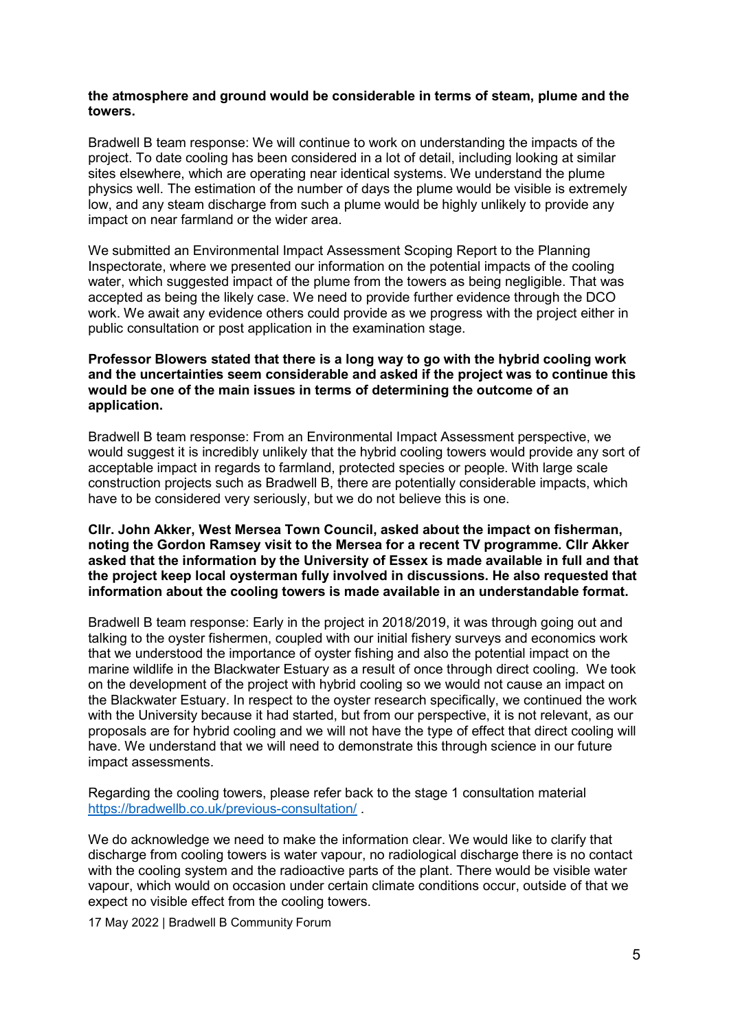**the atmosphere and ground would be considerable in terms of steam, plume and the towers.**

Bradwell B team response: We will continue to work on understanding the impacts of the project. To date cooling has been considered in a lot of detail, including looking at similar sites elsewhere, which are operating near identical systems. We understand the plume physics well. The estimation of the number of days the plume would be visible is extremely low, and any steam discharge from such a plume would be highly unlikely to provide any impact on near farmland or the wider area.

We submitted an Environmental Impact Assessment Scoping Report to the Planning Inspectorate, where we presented our information on the potential impacts of the cooling water, which suggested impact of the plume from the towers as being negligible. That was accepted as being the likely case. We need to provide further evidence through the DCO work. We await any evidence others could provide as we progress with the project either in public consultation or post application in the examination stage.

**Professor Blowers stated that there is a long way to go with the hybrid cooling work and the uncertainties seem considerable and asked if the project was to continue this would be one of the main issues in terms of determining the outcome of an application.**

Bradwell B team response: From an Environmental Impact Assessment perspective, we would suggest it is incredibly unlikely that the hybrid cooling towers would provide any sort of acceptable impact in regards to farmland, protected species or people. With large scale construction projects such as Bradwell B, there are potentially considerable impacts, which have to be considered very seriously, but we do not believe this is one.

**Cllr. John Akker, West Mersea Town Council, asked about the impact on fisherman, noting the Gordon Ramsey visit to the Mersea for a recent TV programme. Cllr Akker asked that the information by the University of Essex is made available in full and that the project keep local oysterman fully involved in discussions. He also requested that information about the cooling towers is made available in an understandable format.**

Bradwell B team response: Early in the project in 2018/2019, it was through going out and talking to the oyster fishermen, coupled with our initial fishery surveys and economics work that we understood the importance of oyster fishing and also the potential impact on the marine wildlife in the Blackwater Estuary as a result of once through direct cooling. We took on the development of the project with hybrid cooling so we would not cause an impact on the Blackwater Estuary. In respect to the oyster research specifically, we continued the work with the University because it had started, but from our perspective, it is not relevant, as our proposals are for hybrid cooling and we will not have the type of effect that direct cooling will have. We understand that we will need to demonstrate this through science in our future impact assessments.

Regarding the cooling towers, please refer back to the stage 1 consultation material https://bradwellb.co.uk/previous-consultation/ .

We do acknowledge we need to make the information clear. We would like to clarify that discharge from cooling towers is water vapour, no radiological discharge there is no contact with the cooling system and the radioactive parts of the plant. There would be visible water vapour, which would on occasion under certain climate conditions occur, outside of that we expect no visible effect from the cooling towers.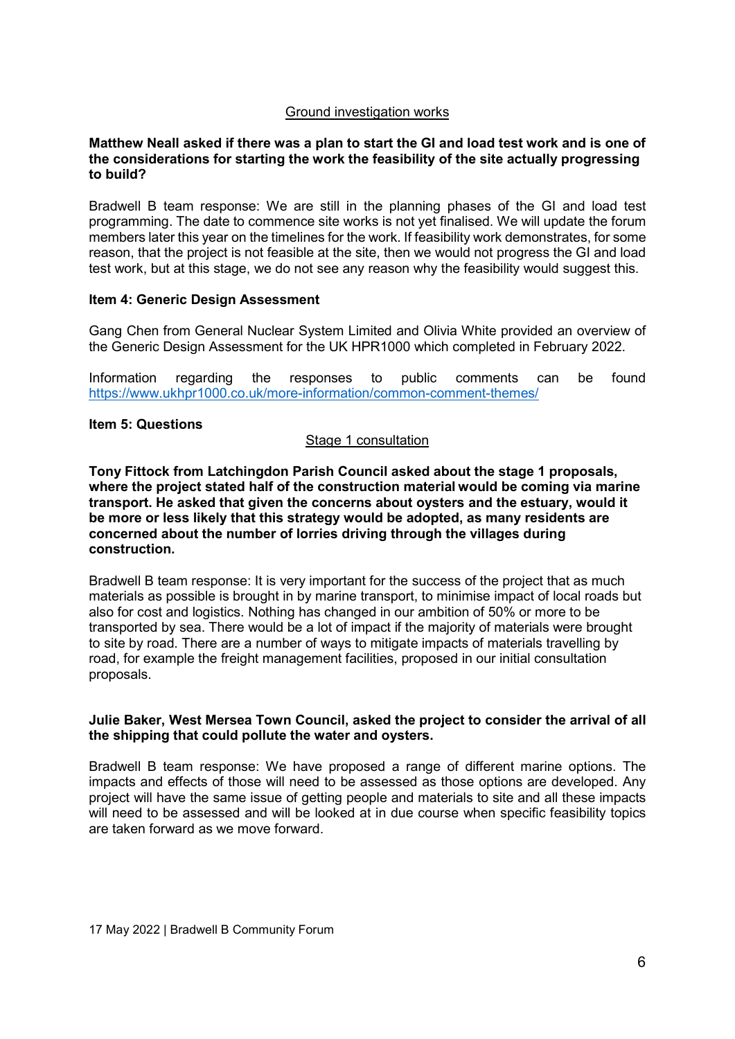Ground investigation works

**Matthew Neall asked if there was a plan to start the GI and load test work and is one of the considerations for starting the work the feasibility of the site actually progressing to build?**

Bradwell B team response: We are still in the planning phases of the GI and load test programming. The date to commence site works is not yet finalised. We will update the forum members later this year on the timelines for the work. If feasibility work demonstrates, for some reason, that the project is not feasible at the site, then we would not progress the GI and load test work, but at this stage, we do not see any reason why the feasibility would suggest this.

**Item 4: Generic Design Assessment**

Gang Chen from General Nuclear System Limited and Olivia White provided an overview of the Generic Design Assessment for the UK HPR1000 which completed in February 2022.

Information regarding the responses to public comments can be found https://www.ukhpr1000.co.uk/more-information/common-comment-themes/

**Item 5: Questions**

Stage 1 consultation

**Tony Fittock from Latchingdon Parish Council asked about the stage 1 proposals, where the project stated half of the construction material would be coming via marine transport. He asked that given the concerns about oysters and the estuary, would it be more or less likely that this strategy would be adopted, as many residents are concerned about the number of lorries driving through the villages during construction.**

Bradwell B team response: It is very important for the success of the project that as much materials as possible is brought in by marine transport, to minimise impact of local roads but also for cost and logistics. Nothing has changed in our ambition of 50% or more to be transported by sea. There would be a lot of impact if the majority of materials were brought to site by road. There are a number of ways to mitigate impacts of materials travelling by road, for example the freight management facilities, proposed in our initial consultation proposals.

**Julie Baker, West Mersea Town Council, asked the project to consider the arrival of all the shipping that could pollute the water and oysters.**

Bradwell B team response: We have proposed a range of different marine options. The impacts and effects of those will need to be assessed as those options are developed. Any project will have the same issue of getting people and materials to site and all these impacts will need to be assessed and will be looked at in due course when specific feasibility topics are taken forward as we move forward.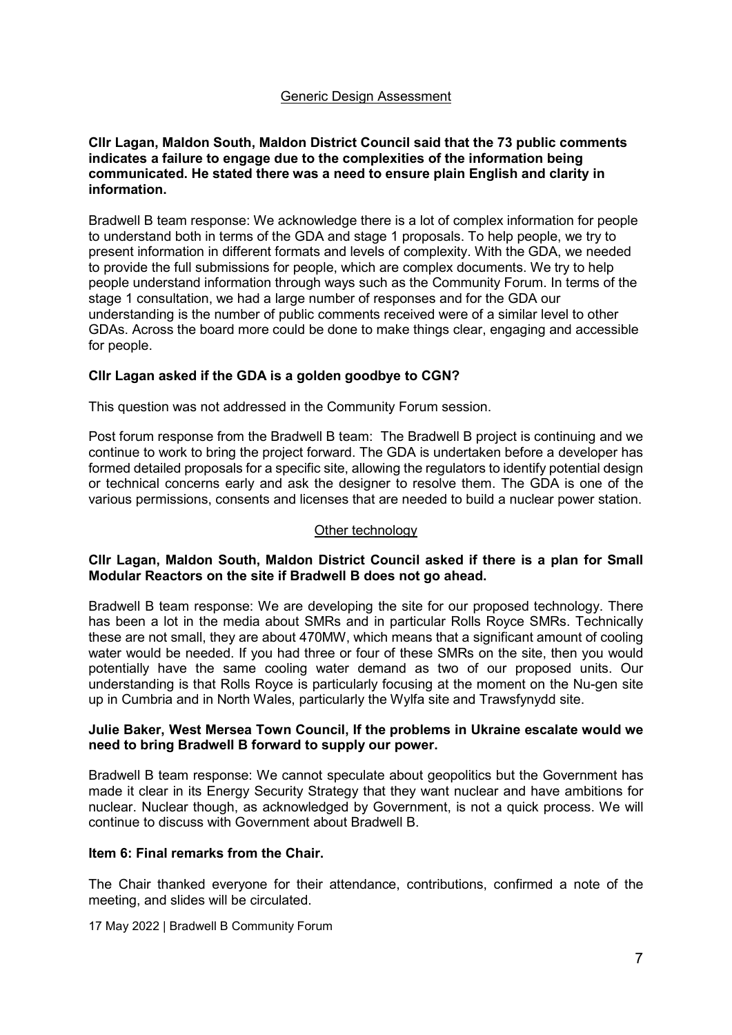## Generic Design Assessment

**Cllr Lagan, Maldon South, Maldon District Council said that the 73 public comments indicates a failure to engage due to the complexities of the information being communicated. He stated there was a need to ensure plain English and clarity in information.**

Bradwell B team response: We acknowledge there is a lot of complex information for people to understand both in terms of the GDA and stage 1 proposals. To help people, we try to present information in different formats and levels of complexity. With the GDA, we needed to provide the full submissions for people, which are complex documents. We try to help people understand information through ways such as the Community Forum. In terms of the stage 1 consultation, we had a large number of responses and for the GDA our understanding is the number of public comments received were of a similar level to other GDAs. Across the board more could be done to make things clear, engaging and accessible for people.

**Cllr Lagan asked if the GDA is a golden goodbye to CGN?**

This question was not addressed in the Community Forum session.

Post forum response from the Bradwell B team: The Bradwell B project is continuing and we continue to work to bring the project forward. The GDA is undertaken before a developer has formed detailed proposals for a specific site, allowing the regulators to identify potential design or technical concerns early and ask the designer to resolve them. The GDA is one of the various permissions, consents and licenses that are needed to build a nuclear power station.

## Other technology

**Cllr Lagan, Maldon South, Maldon District Council asked if there is a plan for Small Modular Reactors on the site if Bradwell B does not go ahead.**

Bradwell B team response: We are developing the site for our proposed technology. There has been a lot in the media about SMRs and in particular Rolls Royce SMRs. Technically these are not small, they are about 470MW, which means that a significant amount of cooling water would be needed. If you had three or four of these SMRs on the site, then you would potentially have the same cooling water demand as two of our proposed units. Our understanding is that Rolls Royce is particularly focusing at the moment on the Nu-gen site up in Cumbria and in North Wales, particularly the Wylfa site and Trawsfynydd site.

**Julie Baker, West Mersea Town Council, If the problems in Ukraine escalate would we need to bring Bradwell B forward to supply our power.**

Bradwell B team response: We cannot speculate about geopolitics but the Government has made it clear in its Energy Security Strategy that they want nuclear and have ambitions for nuclear. Nuclear though, as acknowledged by Government, is not a quick process. We will continue to discuss with Government about Bradwell B.

**Item 6: Final remarks from the Chair.**

The Chair thanked everyone for their attendance, contributions, confirmed a note of the meeting, and slides will be circulated.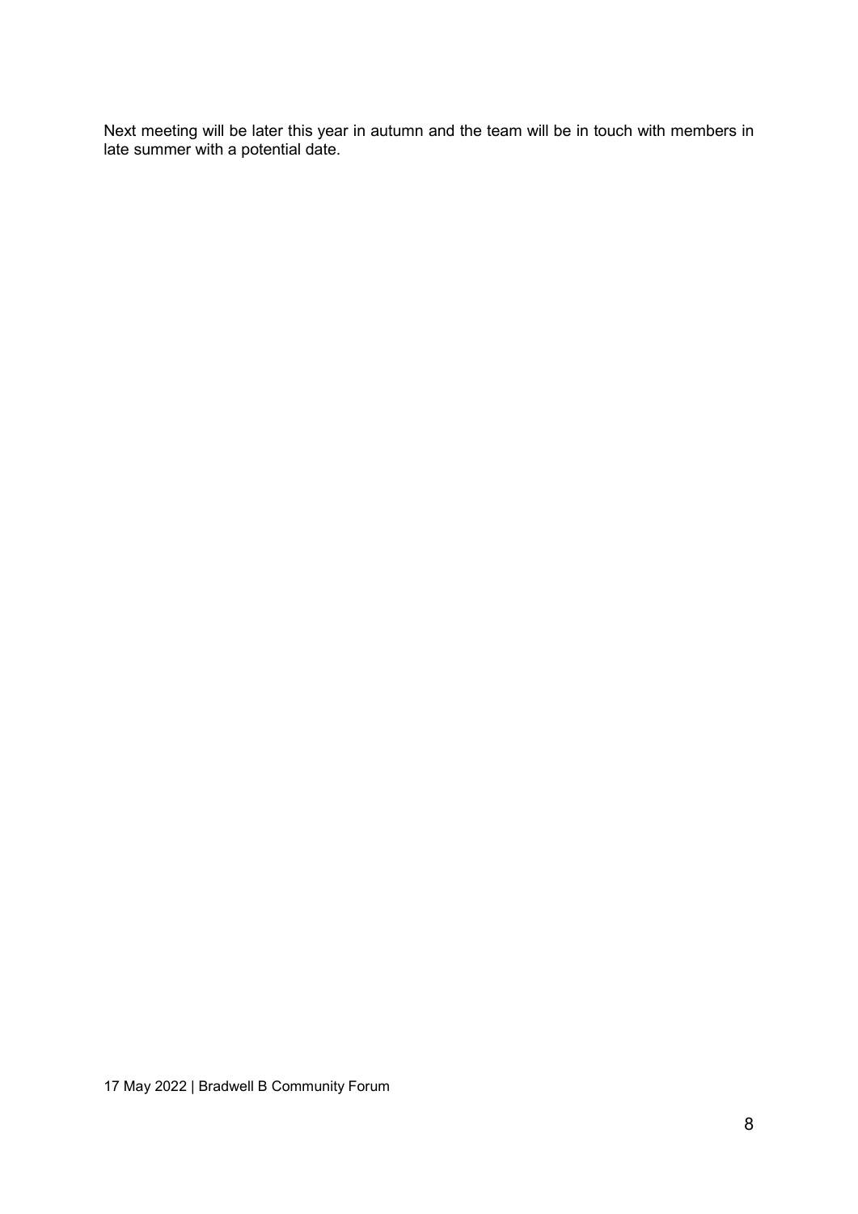Next meeting will be later this year in autumn and the team will be in touch with members in late summer with a potential date.